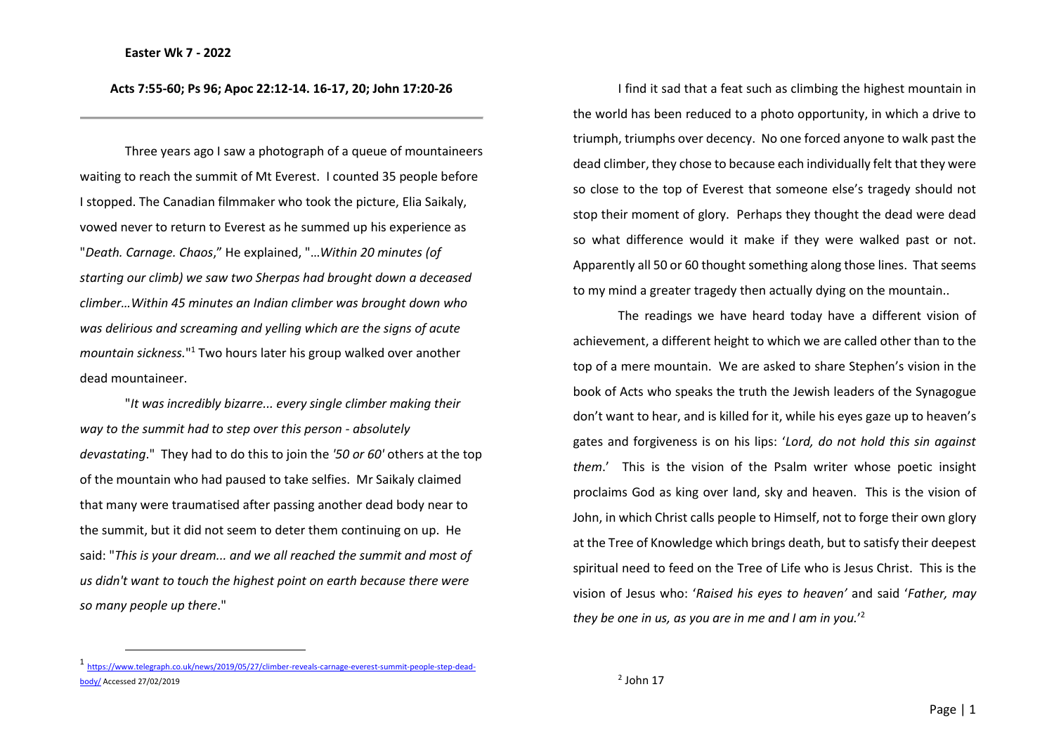**Easter Wk 7 - 2022**

**Acts 7:55-60; Ps 96; Apoc 22:12-14. 16-17, 20; John 17:20-26**

---

Three years ago I saw a photograph of a queue of mountaineers waiting to reach the summit of Mt Everest. I counted 35 people before I stopped. The Canadian filmmaker who took the picture, Elia Saikaly, vowed never to return to Everest as he summed up his experience as "*Death. Carnage. Chaos*," He explained, "*…Within 20 minutes (of starting our climb) we saw two Sherpas had brought down a deceased climber…Within 45 minutes an Indian climber was brought down who was delirious and screaming and yelling which are the signs of acute mountain sickness.*"[1] Two hours later his group walked over another dead mountaineer.

"*It was incredibly bizarre... every single climber making their way to the summit had to step over this person - absolutely devastating*." They had to do this to join the *'50 or 60'* others at the top of the mountain who had paused to take selfies. Mr Saikaly claimed that many were traumatised after passing another dead body near to the summit, but it did not seem to deter them continuing on up. He said: "*This is your dream... and we all reached the summit and most of us didn't want to touch the highest point on earth because there were so many people up there*."

I find it sad that a feat such as climbing the highest mountain in the world has been reduced to a photo opportunity, in which a drive to triumph, triumphs over decency. No one forced anyone to walk past the dead climber, they chose to because each individually felt that they were so close to the top of Everest that someone else's tragedy should not stop their moment of glory. Perhaps they thought the dead were dead so what difference would it make if they were walked past or not. Apparently all 50 or 60 thought something along those lines. That seems to my mind a greater tragedy then actually dying on the mountain..

The readings we have heard today have a different vision of achievement, a different height to which we are called other than to the top of a mere mountain. We are asked to share Stephen's vision in the book of Acts who speaks the truth the Jewish leaders of the Synagogue don't want to hear, and is killed for it, while his eyes gaze up to heaven's gates and forgiveness is on his lips: '*Lord, do not hold this sin against them*.' This is the vision of the Psalm writer whose poetic insight proclaims God as king over land, sky and heaven. This is the vision of John, in which Christ calls people to Himself, not to forge their own glory at the Tree of Knowledge which brings death, but to satisfy their deepest spiritual need to feed on the Tree of Life who is Jesus Christ. This is the vision of Jesus who: '*Raised his eyes to heaven'* and said '*Father, may they be one in us, as you are in me and I am in you.*'[2]

---

[1] https://www.telegraph.co.uk/news/2019/05/27/climber-reveals-carnage-everest-summit-people-step-dead-body/ Accessed 27/02/2019

[2] John 17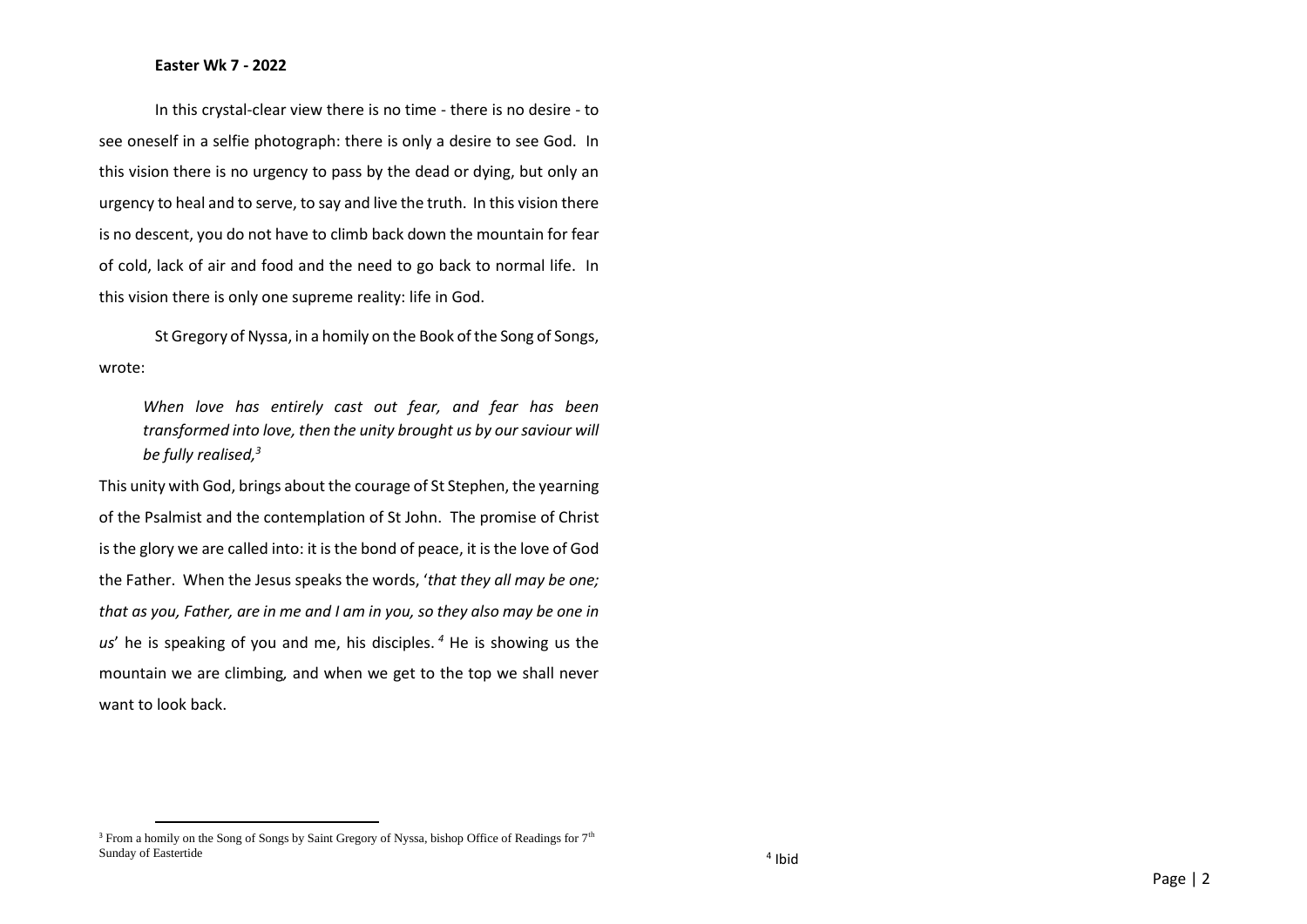**Easter Wk 7 - 2022**

In this crystal-clear view there is no time - there is no desire - to see oneself in a selfie photograph: there is only a desire to see God. In this vision there is no urgency to pass by the dead or dying, but only an urgency to heal and to serve, to say and live the truth. In this vision there is no descent, you do not have to climb back down the mountain for fear of cold, lack of air and food and the need to go back to normal life. In this vision there is only one supreme reality: life in God.

St Gregory of Nyssa, in a homily on the Book of the Song of Songs, wrote:

> *When love has entirely cast out fear, and fear has been transformed into love, then the unity brought us by our saviour will be fully realised,*[3]

This unity with God, brings about the courage of St Stephen, the yearning of the Psalmist and the contemplation of St John. The promise of Christ is the glory we are called into: it is the bond of peace, it is the love of God the Father. When the Jesus speaks the words, '*that they all may be one; that as you, Father, are in me and I am in you, so they also may be one in us*' he is speaking of you and me, his disciples.[4] He is showing us the mountain we are climbing, and when we get to the top we shall never want to look back.

---

[3] From a homily on the Song of Songs by Saint Gregory of Nyssa, bishop Office of Readings for 7th Sunday of Eastertide

[4] Ibid